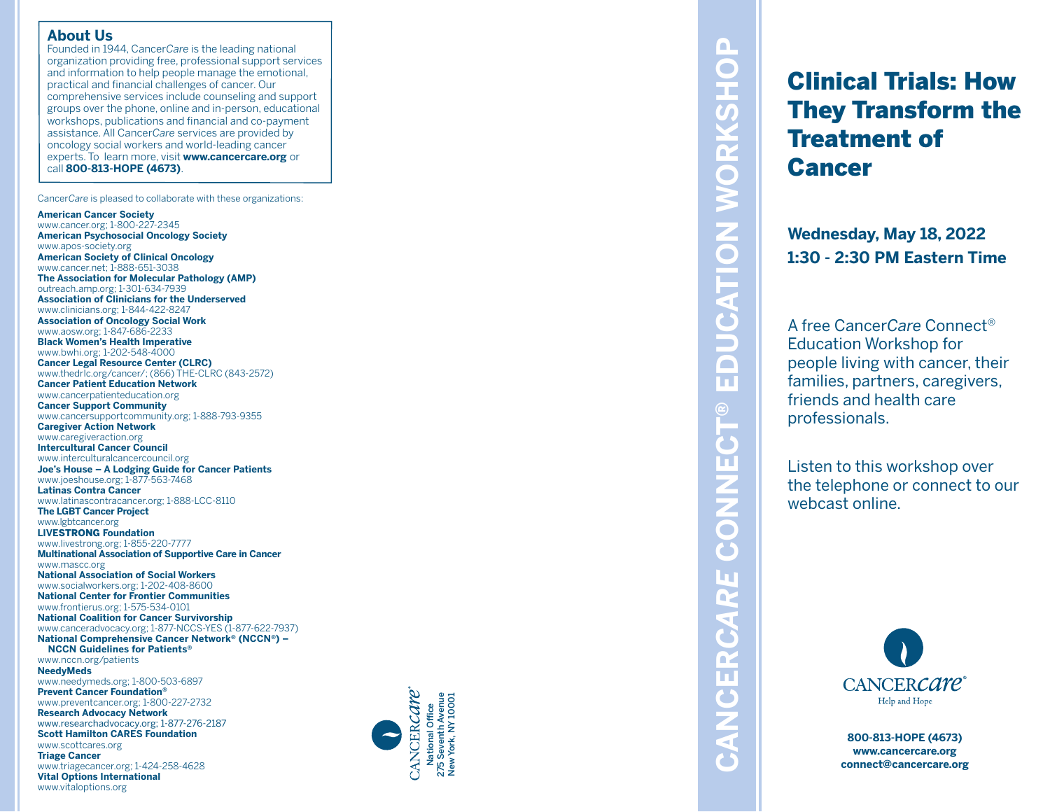## About Us

Founded in 1944, Cancer*Care* is the leading national organization providing free, professional support services and information to help people manage the emotional, practical and financial challenges of cancer. Our comprehensive services include counseling and support groups over the phone, online and in-person, educational workshops, publications and financial and co-payment assistance. All Cancer*Care* services are provided by oncology social workers and world-leading cancer experts. To learn more, visit **www.cancercare.org** or call **800-813-HOPE (4673)**.

Cancer*Care* is pleased to collaborate with these organizations:

**American Cancer Society**
www.cancer.org; 1-800-227-2345
**American Psychosocial Oncology Society**
www.apos-society.org
**American Society of Clinical Oncology**
www.cancer.net; 1-888-651-3038
**The Association for Molecular Pathology (AMP)**
outreach.amp.org; 1-301-634-7939
**Association of Clinicians for the Underserved**
www.clinicians.org; 1-844-422-8247
**Association of Oncology Social Work**
www.aosw.org; 1-847-686-2233
**Black Women's Health Imperative**
www.bwhi.org; 1-202-548-4000
**Cancer Legal Resource Center (CLRC)**
www.thedrlc.org/cancer/; (866) THE-CLRC (843-2572)
**Cancer Patient Education Network**
www.cancerpatienteducation.org
**Cancer Support Community**
www.cancersupportcommunity.org; 1-888-793-9355
**Caregiver Action Network**
www.caregiveraction.org
**Intercultural Cancer Council**
www.interculturalcancercouncil.org
**Joe's House – A Lodging Guide for Cancer Patients**
www.joeshouse.org; 1-877-563-7468
**Latinas Contra Cancer**
www.latinascontracancer.org; 1-888-LCC-8110
**The LGBT Cancer Project**
www.lgbtcancer.org
**LIVESTRONG Foundation**
www.livestrong.org; 1-855-220-7777
**Multinational Association of Supportive Care in Cancer**
www.mascc.org
**National Association of Social Workers**
www.socialworkers.org; 1-202-408-8600
**National Center for Frontier Communities**
www.frontierus.org; 1-575-534-0101
**National Coalition for Cancer Survivorship**
www.canceradvocacy.org; 1-877-NCCS-YES (1-877-622-7937)
**National Comprehensive Cancer Network® (NCCN®) – NCCN Guidelines for Patients®**
www.nccn.org/patients
**NeedyMeds**
www.needymeds.org; 1-800-503-6897
**Prevent Cancer Foundation®**
www.preventcancer.org; 1-800-227-2732
**Research Advocacy Network**
www.researchadvocacy.org; 1-877-276-2187
**Scott Hamilton CARES Foundation**
www.scottcares.org
**Triage Cancer**
www.triagecancer.org; 1-424-258-4628
**Vital Options International**
www.vitaloptions.org

CANCER*care*®
National Office
275 Seventh Avenue
New York, NY 10001

**CANCER*CARE* CONNECT® EDUCATION WORKSHOP**

# Clinical Trials: How They Transform the Treatment of Cancer

**Wednesday, May 18, 2022**
**1:30 - 2:30 PM Eastern Time**

A free Cancer*Care* Connect® Education Workshop for people living with cancer, their families, partners, caregivers, friends and health care professionals.

Listen to this workshop over the telephone or connect to our webcast online.

CANCER*care*®
Help and Hope

**800-813-HOPE (4673)**
**www.cancercare.org**
**connect@cancercare.org**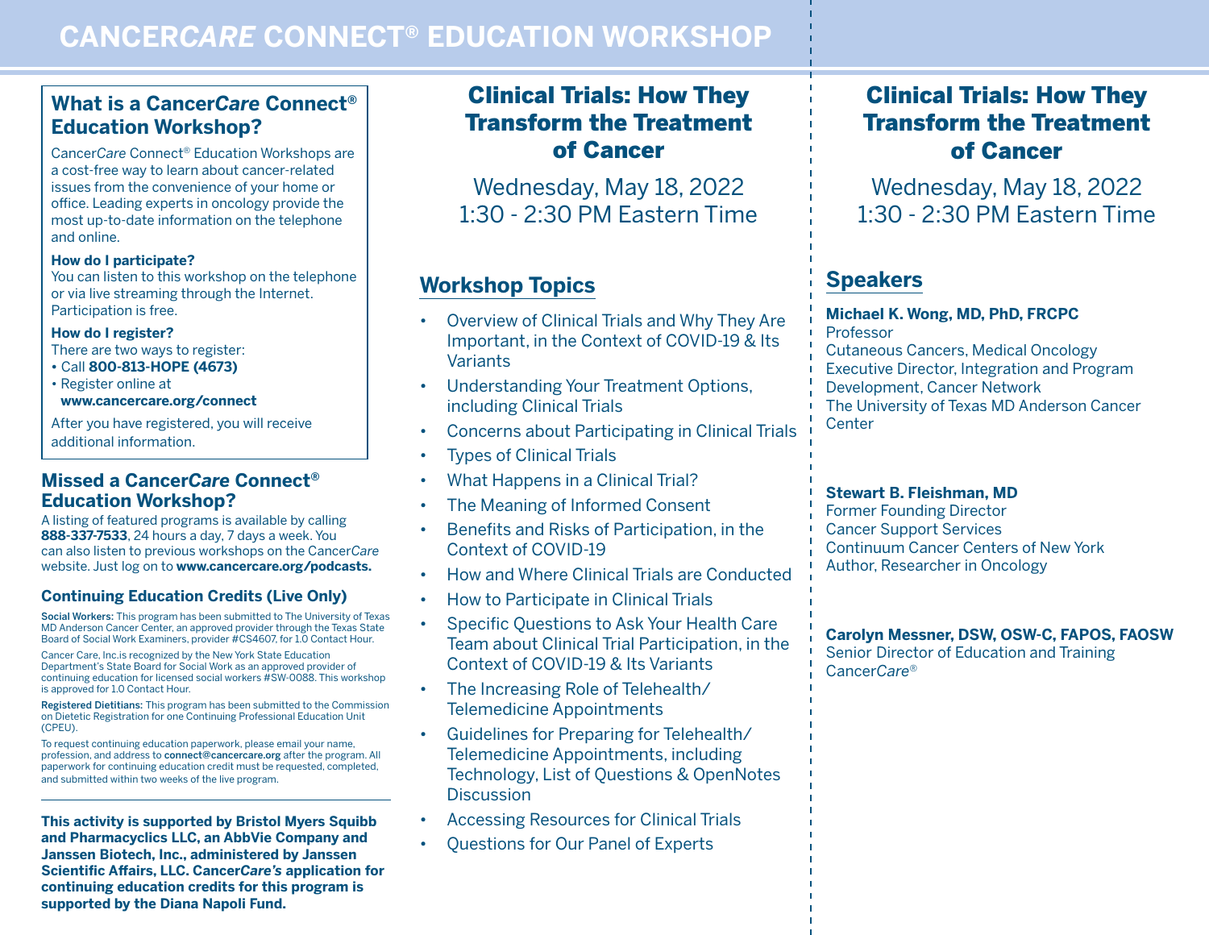# Cancer*Care* Connect® Education Workshop

## What is a Cancer*Care* Connect® Education Workshop?

Cancer*Care* Connect® Education Workshops are a cost-free way to learn about cancer-related issues from the convenience of your home or office. Leading experts in oncology provide the most up-to-date information on the telephone and online.

**How do I participate?**
You can listen to this workshop on the telephone or via live streaming through the Internet. Participation is free.

**How do I register?**
There are two ways to register:

- Call **800-813-HOPE (4673)**
- Register online at **www.cancercare.org/connect**

After you have registered, you will receive additional information.

## Missed a Cancer*Care* Connect® Education Workshop?

A listing of featured programs is available by calling **888-337-7533**, 24 hours a day, 7 days a week. You can also listen to previous workshops on the Cancer*Care* website. Just log on to **www.cancercare.org/podcasts.**

### Continuing Education Credits (Live Only)

**Social Workers:** This program has been submitted to The University of Texas MD Anderson Cancer Center, an approved provider through the Texas State Board of Social Work Examiners, provider #CS4607, for 1.0 Contact Hour.

Cancer Care, Inc.is recognized by the New York State Education Department's State Board for Social Work as an approved provider of continuing education for licensed social workers #SW-0088. This workshop is approved for 1.0 Contact Hour.

**Registered Dietitians:** This program has been submitted to the Commission on Dietetic Registration for one Continuing Professional Education Unit (CPEU).

To request continuing education paperwork, please email your name, profession, and address to **connect@cancercare.org** after the program. All paperwork for continuing education credit must be requested, completed, and submitted within two weeks of the live program.

---

**This activity is supported by Bristol Myers Squibb and Pharmacyclics LLC, an AbbVie Company and Janssen Biotech, Inc., administered by Janssen Scientific Affairs, LLC. Cancer*Care's* application for continuing education credits for this program is supported by the Diana Napoli Fund.**

## Clinical Trials: How They Transform the Treatment of Cancer

Wednesday, May 18, 2022
1:30 - 2:30 PM Eastern Time

### Workshop Topics

- Overview of Clinical Trials and Why They Are Important, in the Context of COVID-19 & Its Variants
- Understanding Your Treatment Options, including Clinical Trials
- Concerns about Participating in Clinical Trials
- Types of Clinical Trials
- What Happens in a Clinical Trial?
- The Meaning of Informed Consent
- Benefits and Risks of Participation, in the Context of COVID-19
- How and Where Clinical Trials are Conducted
- How to Participate in Clinical Trials
- Specific Questions to Ask Your Health Care Team about Clinical Trial Participation, in the Context of COVID-19 & Its Variants
- The Increasing Role of Telehealth/ Telemedicine Appointments
- Guidelines for Preparing for Telehealth/ Telemedicine Appointments, including Technology, List of Questions & OpenNotes Discussion
- Accessing Resources for Clinical Trials
- Questions for Our Panel of Experts

## Clinical Trials: How They Transform the Treatment of Cancer

Wednesday, May 18, 2022
1:30 - 2:30 PM Eastern Time

### Speakers

**Michael K. Wong, MD, PhD, FRCPC**
Professor
Cutaneous Cancers, Medical Oncology
Executive Director, Integration and Program Development, Cancer Network
The University of Texas MD Anderson Cancer Center

**Stewart B. Fleishman, MD**
Former Founding Director
Cancer Support Services
Continuum Cancer Centers of New York
Author, Researcher in Oncology

**Carolyn Messner, DSW, OSW-C, FAPOS, FAOSW**
Senior Director of Education and Training
Cancer*Care*®